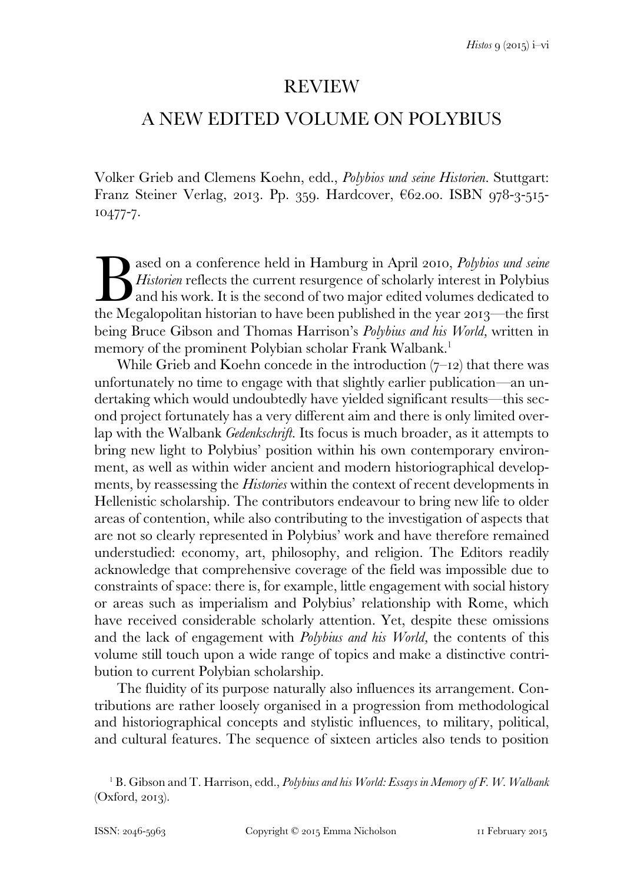# REVIEW

## A NEW EDITED VOLUME ON POLYBIUS

Volker Grieb and Clemens Koehn, edd., *Polybios und seine Historien*. Stuttgart: Franz Steiner Verlag, 2013. Pp. 359. Hardcover, €62.00. ISBN 978-3-515-10477-7.

Based on a conference held in Hamburg in April 2010, *Polybios und seine Historien* reflects the current resurgence of scholarly interest in Polybius and his work. It is the second of two major edited volumes dedicated to the Megalopolitan historian to have been published in the year 2013—the first being Bruce Gibson and Thomas Harrison's *Polybius and his World,* written in memory of the prominent Polybian scholar Frank Walbank.[1]

While Grieb and Koehn concede in the introduction (7–12) that there was unfortunately no time to engage with that slightly earlier publication—an undertaking which would undoubtedly have yielded significant results—this second project fortunately has a very different aim and there is only limited overlap with the Walbank *Gedenkschrift*. Its focus is much broader, as it attempts to bring new light to Polybius' position within his own contemporary environment, as well as within wider ancient and modern historiographical developments, by reassessing the *Histories* within the context of recent developments in Hellenistic scholarship. The contributors endeavour to bring new life to older areas of contention, while also contributing to the investigation of aspects that are not so clearly represented in Polybius' work and have therefore remained understudied: economy, art, philosophy, and religion. The Editors readily acknowledge that comprehensive coverage of the field was impossible due to constraints of space: there is, for example, little engagement with social history or areas such as imperialism and Polybius' relationship with Rome, which have received considerable scholarly attention. Yet, despite these omissions and the lack of engagement with *Polybius and his World,* the contents of this volume still touch upon a wide range of topics and make a distinctive contribution to current Polybian scholarship.

The fluidity of its purpose naturally also influences its arrangement. Contributions are rather loosely organised in a progression from methodological and historiographical concepts and stylistic influences, to military, political, and cultural features. The sequence of sixteen articles also tends to position

[1] B. Gibson and T. Harrison, edd., *Polybius and his World: Essays in Memory of F. W. Walbank* (Oxford, 2013).

ISSN: 2046-5963 Copyright © 2015 Emma Nicholson 11 February 2015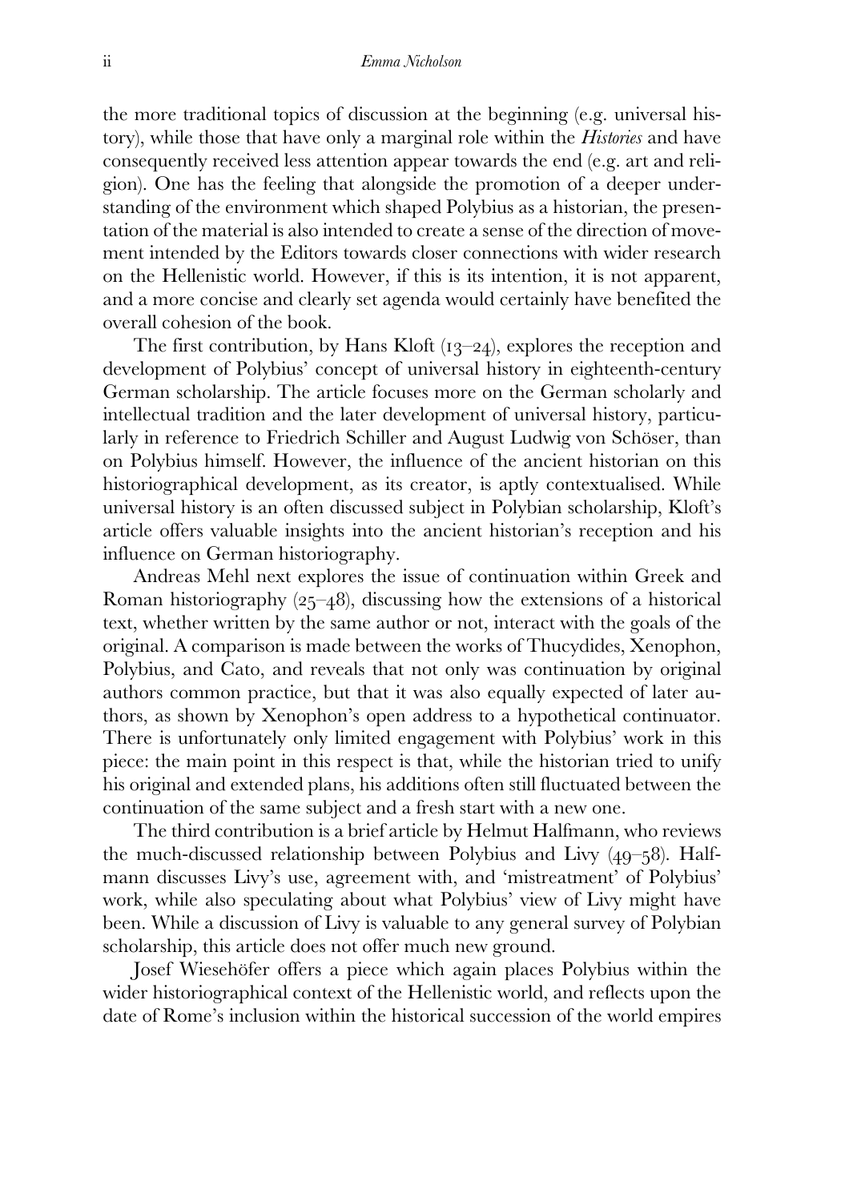the more traditional topics of discussion at the beginning (e.g. universal history), while those that have only a marginal role within the *Histories* and have consequently received less attention appear towards the end (e.g. art and religion). One has the feeling that alongside the promotion of a deeper understanding of the environment which shaped Polybius as a historian, the presentation of the material is also intended to create a sense of the direction of movement intended by the Editors towards closer connections with wider research on the Hellenistic world. However, if this is its intention, it is not apparent, and a more concise and clearly set agenda would certainly have benefited the overall cohesion of the book.

The first contribution, by Hans Kloft (13–24), explores the reception and development of Polybius' concept of universal history in eighteenth-century German scholarship. The article focuses more on the German scholarly and intellectual tradition and the later development of universal history, particularly in reference to Friedrich Schiller and August Ludwig von Schöser, than on Polybius himself. However, the influence of the ancient historian on this historiographical development, as its creator, is aptly contextualised. While universal history is an often discussed subject in Polybian scholarship, Kloft's article offers valuable insights into the ancient historian's reception and his influence on German historiography.

Andreas Mehl next explores the issue of continuation within Greek and Roman historiography (25–48), discussing how the extensions of a historical text, whether written by the same author or not, interact with the goals of the original. A comparison is made between the works of Thucydides, Xenophon, Polybius, and Cato, and reveals that not only was continuation by original authors common practice, but that it was also equally expected of later authors, as shown by Xenophon's open address to a hypothetical continuator. There is unfortunately only limited engagement with Polybius' work in this piece: the main point in this respect is that, while the historian tried to unify his original and extended plans, his additions often still fluctuated between the continuation of the same subject and a fresh start with a new one.

The third contribution is a brief article by Helmut Halfmann, who reviews the much-discussed relationship between Polybius and Livy (49–58). Halfmann discusses Livy's use, agreement with, and 'mistreatment' of Polybius' work, while also speculating about what Polybius' view of Livy might have been. While a discussion of Livy is valuable to any general survey of Polybian scholarship, this article does not offer much new ground.

Josef Wiesehöfer offers a piece which again places Polybius within the wider historiographical context of the Hellenistic world, and reflects upon the date of Rome's inclusion within the historical succession of the world empires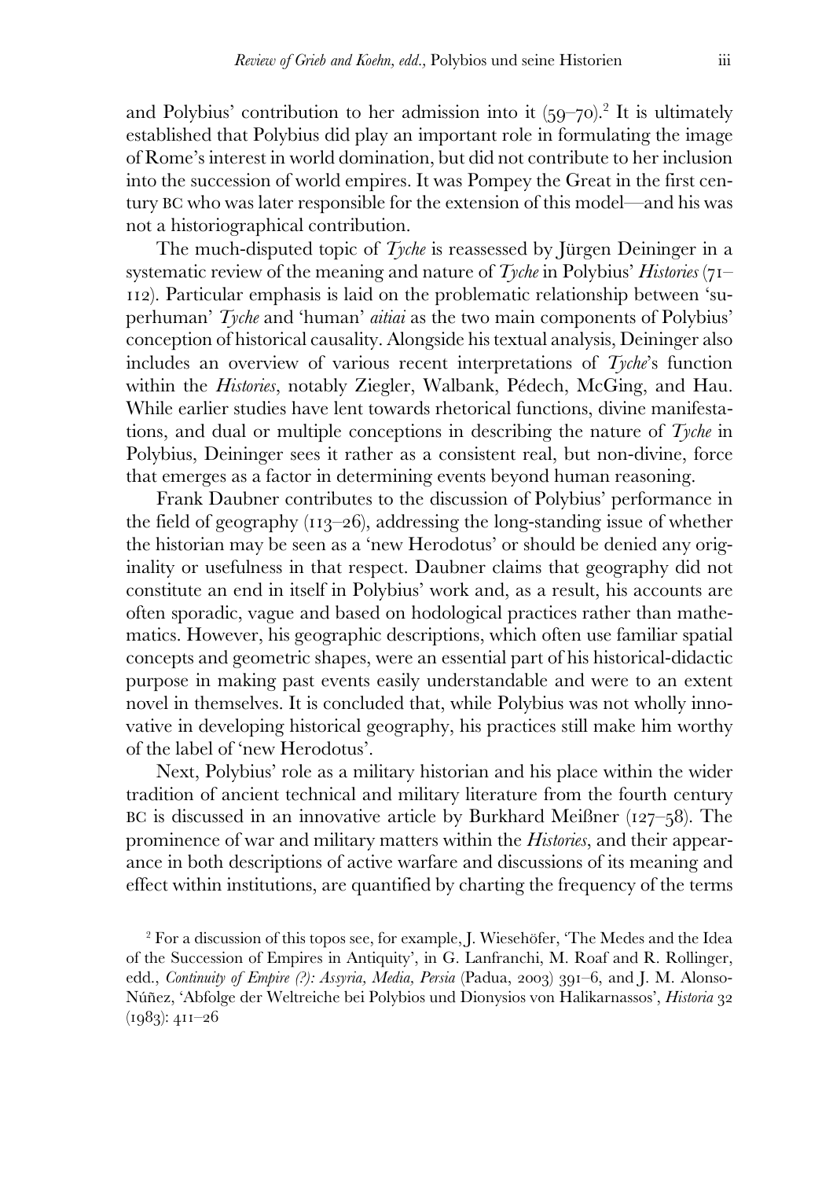and Polybius' contribution to her admission into it (59–70).[2] It is ultimately established that Polybius did play an important role in formulating the image of Rome's interest in world domination, but did not contribute to her inclusion into the succession of world empires. It was Pompey the Great in the first century BC who was later responsible for the extension of this model—and his was not a historiographical contribution.

The much-disputed topic of *Tyche* is reassessed by Jürgen Deininger in a systematic review of the meaning and nature of *Tyche* in Polybius' *Histories* (71–112). Particular emphasis is laid on the problematic relationship between 'superhuman' *Tyche* and 'human' *aitiai* as the two main components of Polybius' conception of historical causality. Alongside his textual analysis, Deininger also includes an overview of various recent interpretations of *Tyche*'s function within the *Histories*, notably Ziegler, Walbank, Pédech, McGing, and Hau. While earlier studies have lent towards rhetorical functions, divine manifestations, and dual or multiple conceptions in describing the nature of *Tyche* in Polybius, Deininger sees it rather as a consistent real, but non-divine, force that emerges as a factor in determining events beyond human reasoning.

Frank Daubner contributes to the discussion of Polybius' performance in the field of geography (113–26), addressing the long-standing issue of whether the historian may be seen as a 'new Herodotus' or should be denied any originality or usefulness in that respect. Daubner claims that geography did not constitute an end in itself in Polybius' work and, as a result, his accounts are often sporadic, vague and based on hodological practices rather than mathematics. However, his geographic descriptions, which often use familiar spatial concepts and geometric shapes, were an essential part of his historical-didactic purpose in making past events easily understandable and were to an extent novel in themselves. It is concluded that, while Polybius was not wholly innovative in developing historical geography, his practices still make him worthy of the label of 'new Herodotus'.

Next, Polybius' role as a military historian and his place within the wider tradition of ancient technical and military literature from the fourth century BC is discussed in an innovative article by Burkhard Meißner (127–58). The prominence of war and military matters within the *Histories*, and their appearance in both descriptions of active warfare and discussions of its meaning and effect within institutions, are quantified by charting the frequency of the terms

[2] For a discussion of this topos see, for example, J. Wiesehöfer, 'The Medes and the Idea of the Succession of Empires in Antiquity', in G. Lanfranchi, M. Roaf and R. Rollinger, edd., *Continuity of Empire (?): Assyria, Media, Persia* (Padua, 2003) 391–6, and J. M. Alonso-Núñez, 'Abfolge der Weltreiche bei Polybios und Dionysios von Halikarnassos', *Historia* 32 (1983): 411–26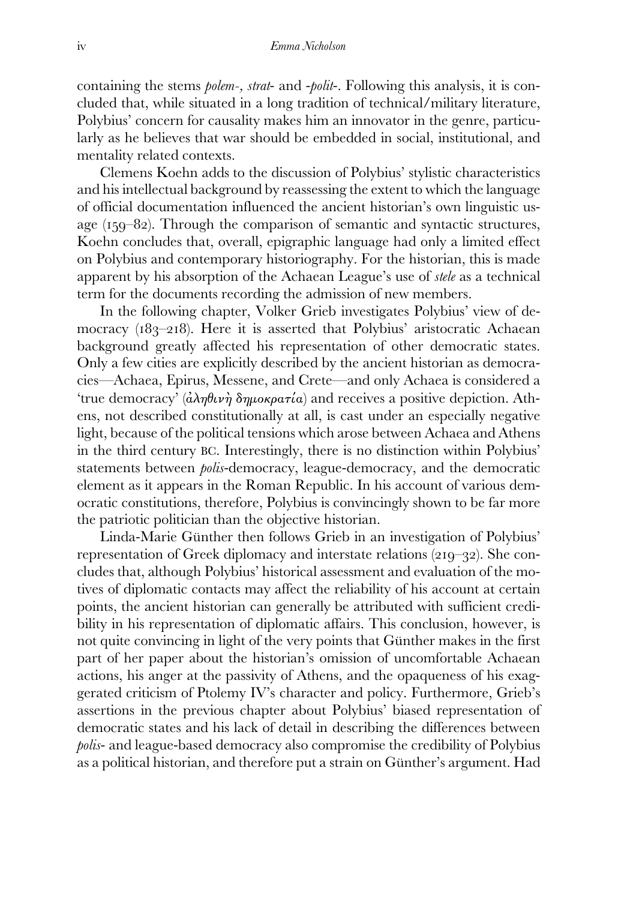containing the stems *polem-*, *strat-* and *-polit-*. Following this analysis, it is concluded that, while situated in a long tradition of technical/military literature, Polybius' concern for causality makes him an innovator in the genre, particularly as he believes that war should be embedded in social, institutional, and mentality related contexts.

Clemens Koehn adds to the discussion of Polybius' stylistic characteristics and his intellectual background by reassessing the extent to which the language of official documentation influenced the ancient historian's own linguistic usage (159–82). Through the comparison of semantic and syntactic structures, Koehn concludes that, overall, epigraphic language had only a limited effect on Polybius and contemporary historiography. For the historian, this is made apparent by his absorption of the Achaean League's use of *stele* as a technical term for the documents recording the admission of new members.

In the following chapter, Volker Grieb investigates Polybius' view of democracy (183–218). Here it is asserted that Polybius' aristocratic Achaean background greatly affected his representation of other democratic states. Only a few cities are explicitly described by the ancient historian as democracies—Achaea, Epirus, Messene, and Crete—and only Achaea is considered a 'true democracy' (*ἀληθινὴ δημοκρατία*) and receives a positive depiction. Athens, not described constitutionally at all, is cast under an especially negative light, because of the political tensions which arose between Achaea and Athens in the third century BC. Interestingly, there is no distinction within Polybius' statements between *polis*-democracy, league-democracy, and the democratic element as it appears in the Roman Republic. In his account of various democratic constitutions, therefore, Polybius is convincingly shown to be far more the patriotic politician than the objective historian.

Linda-Marie Günther then follows Grieb in an investigation of Polybius' representation of Greek diplomacy and interstate relations (219–32). She concludes that, although Polybius' historical assessment and evaluation of the motives of diplomatic contacts may affect the reliability of his account at certain points, the ancient historian can generally be attributed with sufficient credibility in his representation of diplomatic affairs. This conclusion, however, is not quite convincing in light of the very points that Günther makes in the first part of her paper about the historian's omission of uncomfortable Achaean actions, his anger at the passivity of Athens, and the opaqueness of his exaggerated criticism of Ptolemy IV's character and policy. Furthermore, Grieb's assertions in the previous chapter about Polybius' biased representation of democratic states and his lack of detail in describing the differences between *polis*- and league-based democracy also compromise the credibility of Polybius as a political historian, and therefore put a strain on Günther's argument. Had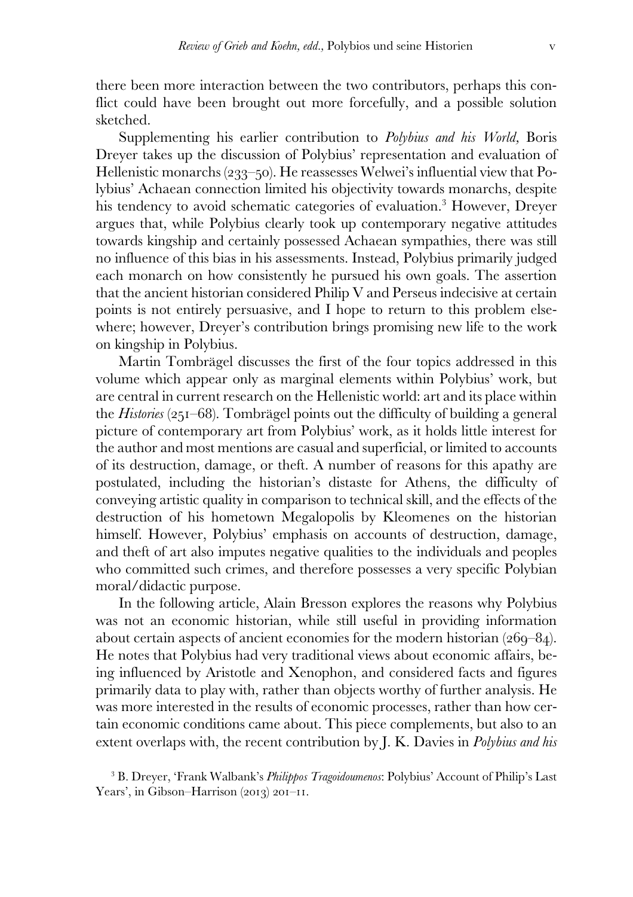there been more interaction between the two contributors, perhaps this conflict could have been brought out more forcefully, and a possible solution sketched.

Supplementing his earlier contribution to *Polybius and his World*, Boris Dreyer takes up the discussion of Polybius' representation and evaluation of Hellenistic monarchs (233–50). He reassesses Welwei's influential view that Polybius' Achaean connection limited his objectivity towards monarchs, despite his tendency to avoid schematic categories of evaluation.[3] However, Dreyer argues that, while Polybius clearly took up contemporary negative attitudes towards kingship and certainly possessed Achaean sympathies, there was still no influence of this bias in his assessments. Instead, Polybius primarily judged each monarch on how consistently he pursued his own goals. The assertion that the ancient historian considered Philip V and Perseus indecisive at certain points is not entirely persuasive, and I hope to return to this problem elsewhere; however, Dreyer's contribution brings promising new life to the work on kingship in Polybius.

Martin Tombrägel discusses the first of the four topics addressed in this volume which appear only as marginal elements within Polybius' work, but are central in current research on the Hellenistic world: art and its place within the *Histories* (251–68). Tombrägel points out the difficulty of building a general picture of contemporary art from Polybius' work, as it holds little interest for the author and most mentions are casual and superficial, or limited to accounts of its destruction, damage, or theft. A number of reasons for this apathy are postulated, including the historian's distaste for Athens, the difficulty of conveying artistic quality in comparison to technical skill, and the effects of the destruction of his hometown Megalopolis by Kleomenes on the historian himself. However, Polybius' emphasis on accounts of destruction, damage, and theft of art also imputes negative qualities to the individuals and peoples who committed such crimes, and therefore possesses a very specific Polybian moral/didactic purpose.

In the following article, Alain Bresson explores the reasons why Polybius was not an economic historian, while still useful in providing information about certain aspects of ancient economies for the modern historian (269–84). He notes that Polybius had very traditional views about economic affairs, being influenced by Aristotle and Xenophon, and considered facts and figures primarily data to play with, rather than objects worthy of further analysis. He was more interested in the results of economic processes, rather than how certain economic conditions came about. This piece complements, but also to an extent overlaps with, the recent contribution by J. K. Davies in *Polybius and his*

[3] B. Dreyer, 'Frank Walbank's *Philippos Tragoidoumenos*: Polybius' Account of Philip's Last Years', in Gibson–Harrison (2013) 201–11.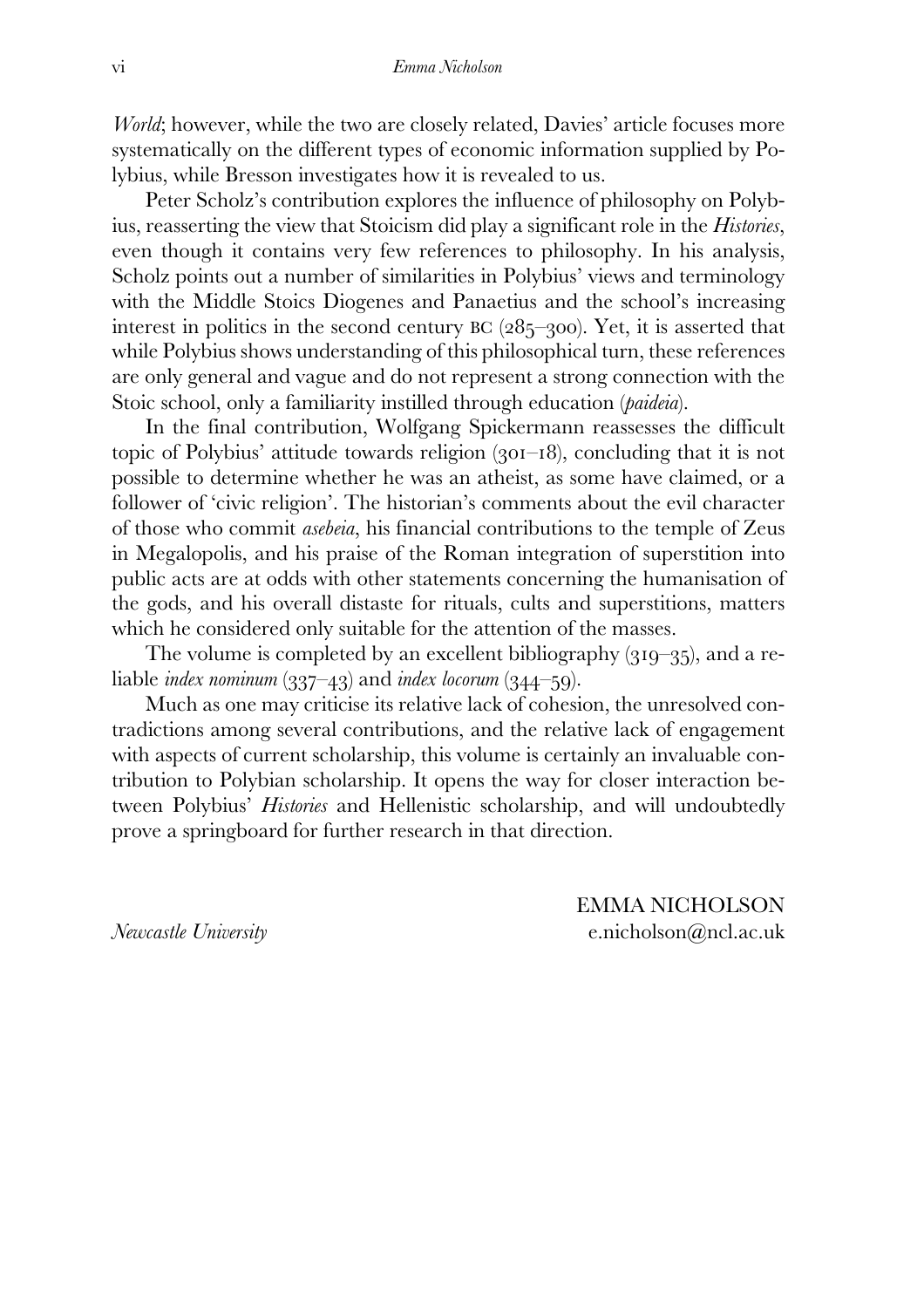*World*; however, while the two are closely related, Davies' article focuses more systematically on the different types of economic information supplied by Polybius, while Bresson investigates how it is revealed to us.

Peter Scholz's contribution explores the influence of philosophy on Polybius, reasserting the view that Stoicism did play a significant role in the *Histories*, even though it contains very few references to philosophy. In his analysis, Scholz points out a number of similarities in Polybius' views and terminology with the Middle Stoics Diogenes and Panaetius and the school's increasing interest in politics in the second century BC (285–300). Yet, it is asserted that while Polybius shows understanding of this philosophical turn, these references are only general and vague and do not represent a strong connection with the Stoic school, only a familiarity instilled through education (*paideia*).

In the final contribution, Wolfgang Spickermann reassesses the difficult topic of Polybius' attitude towards religion (301–18), concluding that it is not possible to determine whether he was an atheist, as some have claimed, or a follower of 'civic religion'. The historian's comments about the evil character of those who commit *asebeia*, his financial contributions to the temple of Zeus in Megalopolis, and his praise of the Roman integration of superstition into public acts are at odds with other statements concerning the humanisation of the gods, and his overall distaste for rituals, cults and superstitions, matters which he considered only suitable for the attention of the masses.

The volume is completed by an excellent bibliography (319–35), and a reliable *index nominum* (337–43) and *index locorum* (344–59).

Much as one may criticise its relative lack of cohesion, the unresolved contradictions among several contributions, and the relative lack of engagement with aspects of current scholarship, this volume is certainly an invaluable contribution to Polybian scholarship. It opens the way for closer interaction between Polybius' *Histories* and Hellenistic scholarship, and will undoubtedly prove a springboard for further research in that direction.

EMMA NICHOLSON

*Newcastle University* e.nicholson@ncl.ac.uk